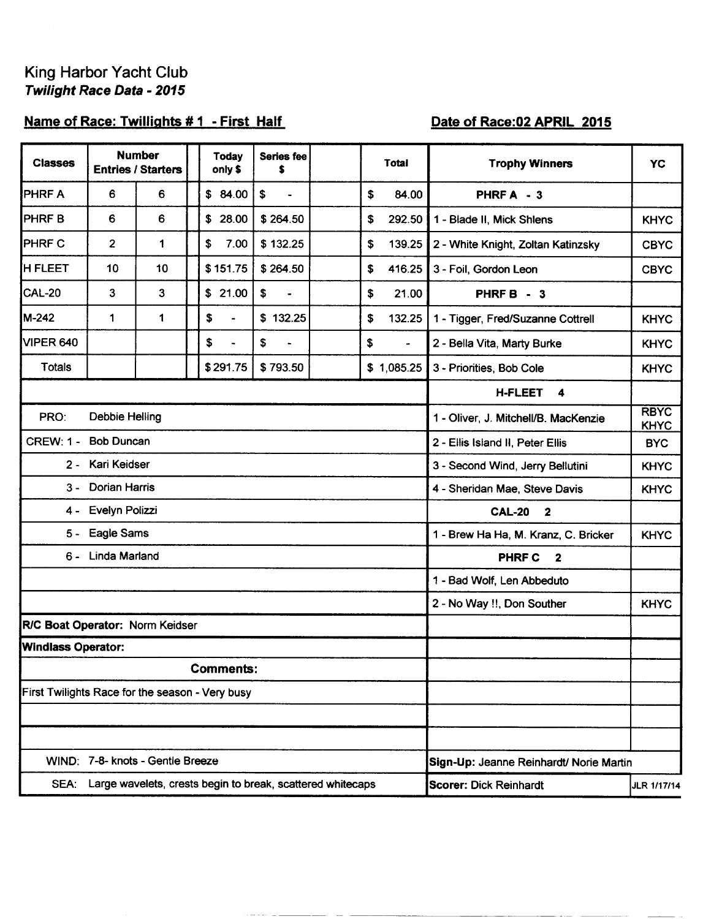King Harbor Yacht Club

***Twilight Race Data - 2015***

**Name of Race: Twillights # 1 - First Half** **Date of Race: 02 APRIL 2015**

| Classes | Number Entries / Starters | | Today only $ | Series fee $ | Total | Trophy Winners | YC |
|---|---|---|---|---|---|---|---|
| PHRF A | 6 | 6 | $ 84.00 | $ - | $ 84.00 | **PHRF A - 3** | |
| PHRF B | 6 | 6 | $ 28.00 | $ 264.50 | $ 292.50 | 1 - Blade II, Mick Shlens | KHYC |
| PHRF C | 2 | 1 | $ 7.00 | $ 132.25 | $ 139.25 | 2 - White Knight, Zoltan Katinzsky | CBYC |
| H FLEET | 10 | 10 | $ 151.75 | $ 264.50 | $ 416.25 | 3 - Foil, Gordon Leon | CBYC |
| CAL-20 | 3 | 3 | $ 21.00 | $ - | $ 21.00 | **PHRF B - 3** | |
| M-242 | 1 | 1 | $ - | $ 132.25 | $ 132.25 | 1 - Tigger, Fred/Suzanne Cottrell | KHYC |
| VIPER 640 | | | $ - | $ - | $ - | 2 - Bella Vita, Marty Burke | KHYC |
| Totals | | | $ 291.75 | $ 793.50 | $ 1,085.25 | 3 - Priorities, Bob Cole | KHYC |
| | | | | | | **H-FLEET 4** | |
| PRO: Debbie Helling | | | | | | 1 - Oliver, J. Mitchell/B. MacKenzie | RBYC KHYC |
| CREW: 1 - Bob Duncan | | | | | | 2 - Ellis Island II, Peter Ellis | BYC |
| 2 - Kari Keidser | | | | | | 3 - Second Wind, Jerry Bellutini | KHYC |
| 3 - Dorian Harris | | | | | | 4 - Sheridan Mae, Steve Davis | KHYC |
| 4 - Evelyn Polizzi | | | | | | **CAL-20 2** | |
| 5 - Eagle Sams | | | | | | 1 - Brew Ha Ha, M. Kranz, C. Bricker | KHYC |
| 6 - Linda Marland | | | | | | **PHRF C 2** | |
| | | | | | | 1 - Bad Wolf, Len Abbeduto | |
| | | | | | | 2 - No Way !!, Don Souther | KHYC |
| **R/C Boat Operator:** Norm Keidser | | | | | | | |
| **Windlass Operator:** | | | | | | | |
| **Comments:** | | | | | | | |
| First Twilights Race for the season - Very busy | | | | | | | |
| WIND: 7-8- knots - Gentle Breeze | | | | | | **Sign-Up:** Jeanne Reinhardt/ Norie Martin | |
| SEA: Large wavelets, crests begin to break, scattered whitecaps | | | | | | **Scorer:** Dick Reinhardt | JLR 1/17/14 |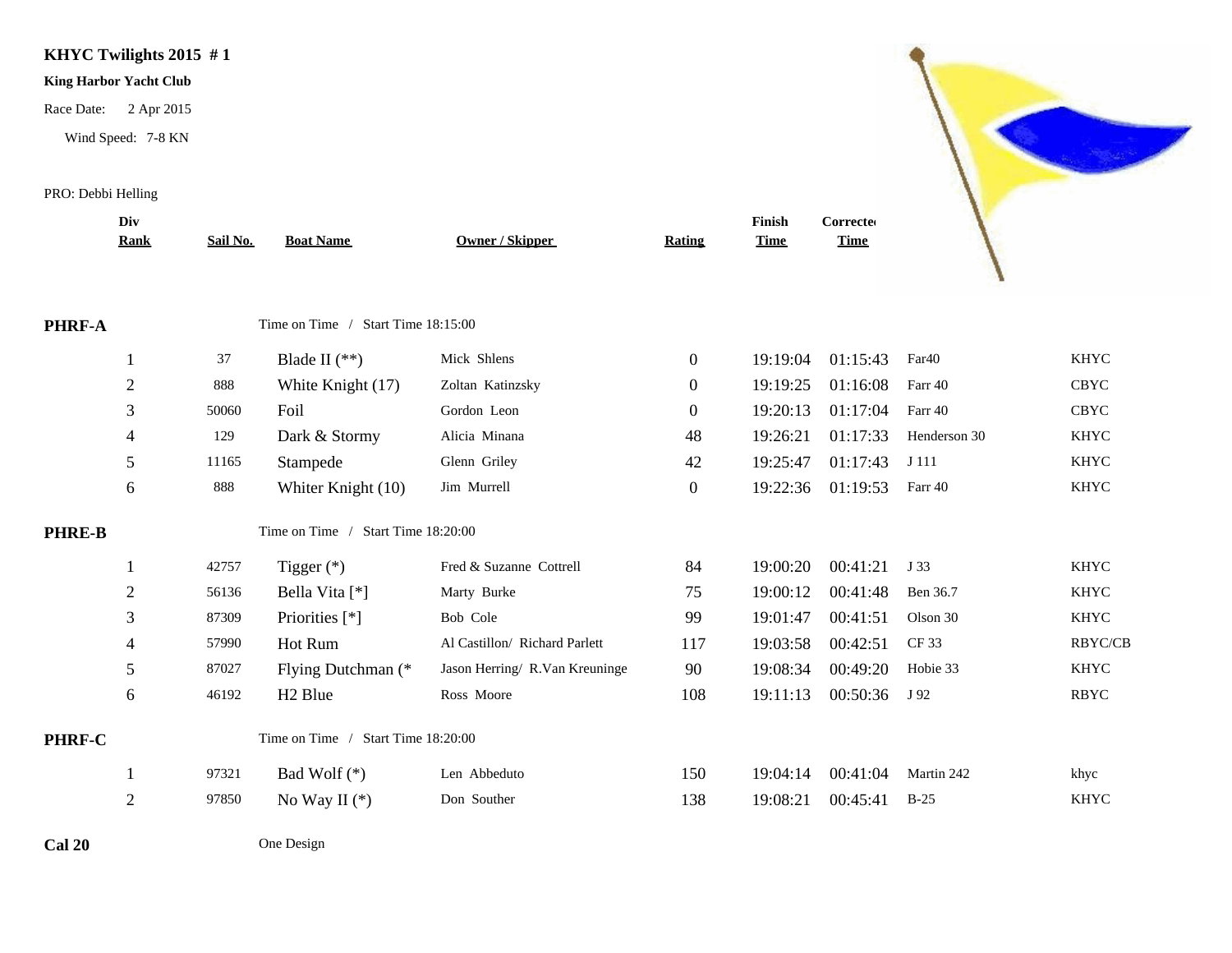**KHYC Twilights 2015 # 1**

**King Harbor Yacht Club**

Race Date: 2 Apr 2015

Wind Speed: 7-8 KN

PRO: Debbi Helling

| Div Rank | Sail No. | Boat Name | Owner / Skipper | Rating | Finish Time | Corrected Time | | |
|---|---|---|---|---|---|---|---|---|
| **PHRF-A** | | Time on Time / Start Time 18:15:00 | | | | | | |
| 1 | 37 | Blade II (**) | Mick Shlens | 0 | 19:19:04 | 01:15:43 | Far40 | KHYC |
| 2 | 888 | White Knight (17) | Zoltan Katinzsky | 0 | 19:19:25 | 01:16:08 | Farr 40 | CBYC |
| 3 | 50060 | Foil | Gordon Leon | 0 | 19:20:13 | 01:17:04 | Farr 40 | CBYC |
| 4 | 129 | Dark & Stormy | Alicia Minana | 48 | 19:26:21 | 01:17:33 | Henderson 30 | KHYC |
| 5 | 11165 | Stampede | Glenn Griley | 42 | 19:25:47 | 01:17:43 | J 111 | KHYC |
| 6 | 888 | Whiter Knight (10) | Jim Murrell | 0 | 19:22:36 | 01:19:53 | Farr 40 | KHYC |
| **PHRE-B** | | Time on Time / Start Time 18:20:00 | | | | | | |
| 1 | 42757 | Tigger (*) | Fred & Suzanne Cottrell | 84 | 19:00:20 | 00:41:21 | J 33 | KHYC |
| 2 | 56136 | Bella Vita [*] | Marty Burke | 75 | 19:00:12 | 00:41:48 | Ben 36.7 | KHYC |
| 3 | 87309 | Priorities [*] | Bob Cole | 99 | 19:01:47 | 00:41:51 | Olson 30 | KHYC |
| 4 | 57990 | Hot Rum | Al Castillon/ Richard Parlett | 117 | 19:03:58 | 00:42:51 | CF 33 | RBYC/CB |
| 5 | 87027 | Flying Dutchman (* | Jason Herring/ R.Van Kreuninge | 90 | 19:08:34 | 00:49:20 | Hobie 33 | KHYC |
| 6 | 46192 | H2 Blue | Ross Moore | 108 | 19:11:13 | 00:50:36 | J 92 | RBYC |
| **PHRF-C** | | Time on Time / Start Time 18:20:00 | | | | | | |
| 1 | 97321 | Bad Wolf (*) | Len Abbeduto | 150 | 19:04:14 | 00:41:04 | Martin 242 | khyc |
| 2 | 97850 | No Way II (*) | Don Souther | 138 | 19:08:21 | 00:45:41 | B-25 | KHYC |
| **Cal 20** | | One Design | | | | | | |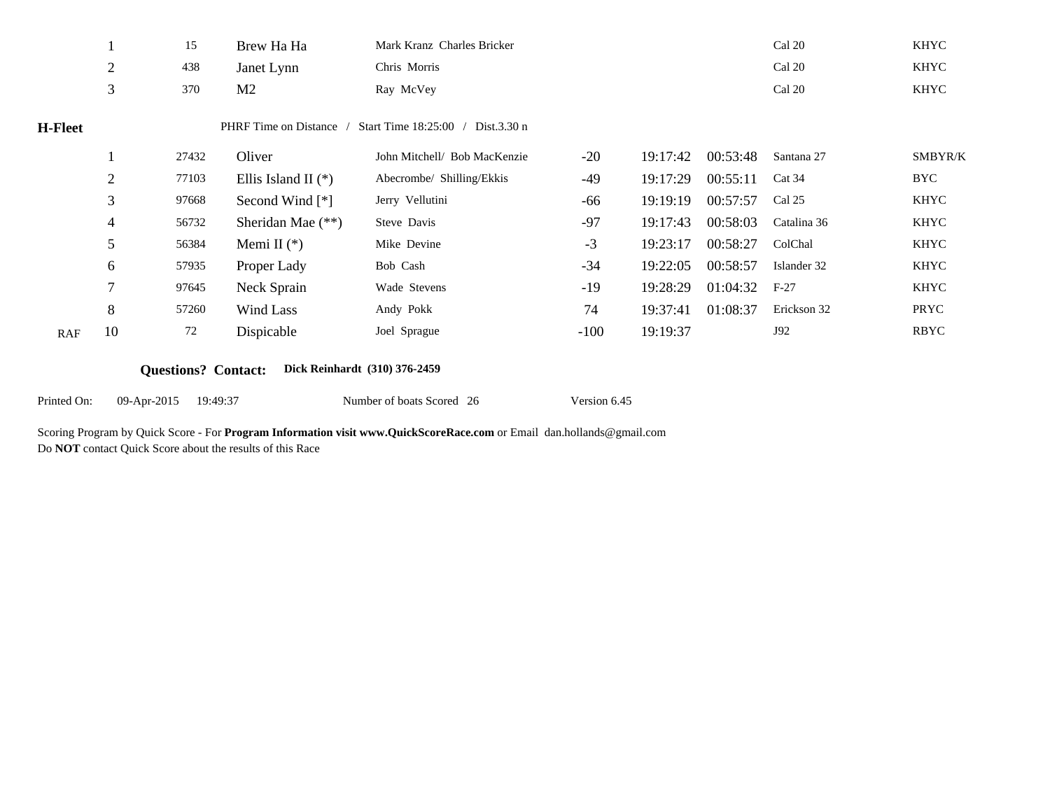| | | | | | | | | | |
|---|---|---|---|---|---|---|---|---|---|
| | 1 | 15 | Brew Ha Ha | Mark Kranz Charles Bricker | | | | Cal 20 | KHYC |
| | 2 | 438 | Janet Lynn | Chris Morris | | | | Cal 20 | KHYC |
| | 3 | 370 | M2 | Ray McVey | | | | Cal 20 | KHYC |

**H-Fleet** PHRF Time on Distance / Start Time 18:25:00 / Dist.3.30 n

| | | | | | | | | | |
|---|---|---|---|---|---|---|---|---|---|
| | 1 | 27432 | Oliver | John Mitchell/ Bob MacKenzie | -20 | 19:17:42 | 00:53:48 | Santana 27 | SMBYR/K |
| | 2 | 77103 | Ellis Island II (*) | Abecrombe/ Shilling/Ekkis | -49 | 19:17:29 | 00:55:11 | Cat 34 | BYC |
| | 3 | 97668 | Second Wind [*] | Jerry Vellutini | -66 | 19:19:19 | 00:57:57 | Cal 25 | KHYC |
| | 4 | 56732 | Sheridan Mae (**) | Steve Davis | -97 | 19:17:43 | 00:58:03 | Catalina 36 | KHYC |
| | 5 | 56384 | Memi II (*) | Mike Devine | -3 | 19:23:17 | 00:58:27 | ColChal | KHYC |
| | 6 | 57935 | Proper Lady | Bob Cash | -34 | 19:22:05 | 00:58:57 | Islander 32 | KHYC |
| | 7 | 97645 | Neck Sprain | Wade Stevens | -19 | 19:28:29 | 01:04:32 | F-27 | KHYC |
| | 8 | 57260 | Wind Lass | Andy Pokk | 74 | 19:37:41 | 01:08:37 | Erickson 32 | PRYC |
| RAF | 10 | 72 | Dispicable | Joel Sprague | -100 | 19:19:37 | | J92 | RBYC |

**Questions? Contact:** **Dick Reinhardt (310) 376-2459**

Printed On: 09-Apr-2015 19:49:37 Number of boats Scored 26 Version 6.45

Scoring Program by Quick Score - For **Program Information visit www.QuickScoreRace.com** or Email dan.hollands@gmail.com
Do **NOT** contact Quick Score about the results of this Race